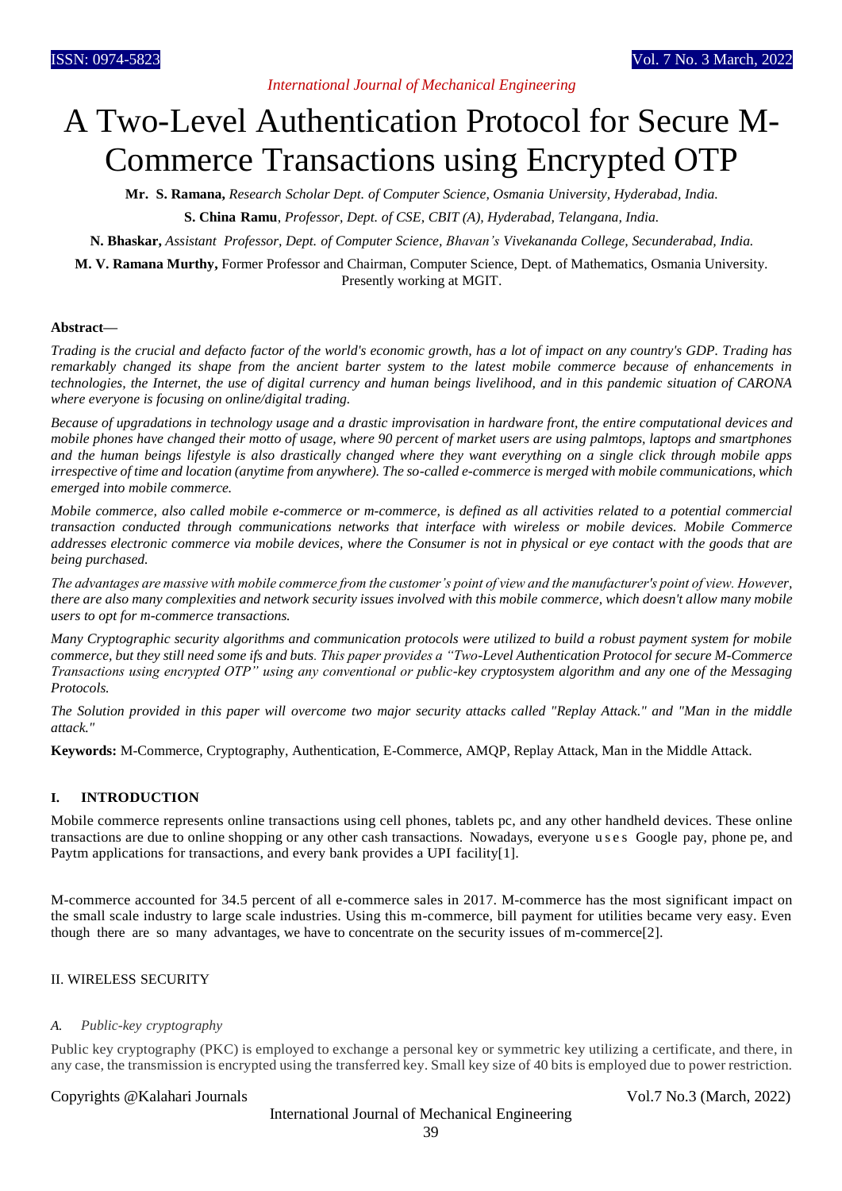# A Two-Level Authentication Protocol for Secure M-Commerce Transactions using Encrypted OTP

**Mr. S. Ramana,** *Research Scholar Dept. of Computer Science, Osmania University, Hyderabad, India.*

**S. China Ramu**, *Professor, Dept. of CSE, CBIT (A), Hyderabad, Telangana, India.*

**N. Bhaskar,** *Assistant Professor, Dept. of Computer Science, Bhavan's Vivekananda College, Secunderabad, India.*

**M. V. Ramana Murthy,** Former Professor and Chairman, Computer Science, Dept. of Mathematics, Osmania University. Presently working at MGIT.

**Abstract—**

*Trading is the crucial and defacto factor of the world's economic growth, has a lot of impact on any country's GDP. Trading has remarkably changed its shape from the ancient barter system to the latest mobile commerce because of enhancements in technologies, the Internet, the use of digital currency and human beings livelihood, and in this pandemic situation of CARONA where everyone is focusing on online/digital trading.*

*Because of upgradations in technology usage and a drastic improvisation in hardware front, the entire computational devices and mobile phones have changed their motto of usage, where 90 percent of market users are using palmtops, laptops and smartphones and the human beings lifestyle is also drastically changed where they want everything on a single click through mobile apps irrespective of time and location (anytime from anywhere). The so-called e-commerce is merged with mobile communications, which emerged into mobile commerce.*

*Mobile commerce, also called mobile e-commerce or m-commerce, is defined as all activities related to a potential commercial transaction conducted through communications networks that interface with wireless or mobile devices. Mobile Commerce addresses electronic commerce via mobile devices, where the Consumer is not in physical or eye contact with the goods that are being purchased.*

*The advantages are massive with mobile commerce from the customer's point of view and the manufacturer's point of view. However, there are also many complexities and network security issues involved with this mobile commerce, which doesn't allow many mobile users to opt for m-commerce transactions.*

*Many Cryptographic security algorithms and communication protocols were utilized to build a robust payment system for mobile commerce, but they still need some ifs and buts. This paper provides a "Two-Level Authentication Protocol for secure M-Commerce Transactions using encrypted OTP" using any conventional or public-key cryptosystem algorithm and any one of the Messaging Protocols.*

*The Solution provided in this paper will overcome two major security attacks called "Replay Attack." and "Man in the middle attack."*

**Keywords:** M-Commerce, Cryptography, Authentication, E-Commerce, AMQP, Replay Attack, Man in the Middle Attack.

## I. INTRODUCTION

Mobile commerce represents online transactions using cell phones, tablets pc, and any other handheld devices. These online transactions are due to online shopping or any other cash transactions. Nowadays, everyone uses Google pay, phone pe, and Paytm applications for transactions, and every bank provides a UPI facility[1].

M-commerce accounted for 34.5 percent of all e-commerce sales in 2017. M-commerce has the most significant impact on the small scale industry to large scale industries. Using this m-commerce, bill payment for utilities became very easy. Even though there are so many advantages, we have to concentrate on the security issues of m-commerce[2].

## II. WIRELESS SECURITY

### *A. Public-key cryptography*

Public key cryptography (PKC) is employed to exchange a personal key or symmetric key utilizing a certificate, and there, in any case, the transmission is encrypted using the transferred key. Small key size of 40 bits is employed due to power restriction.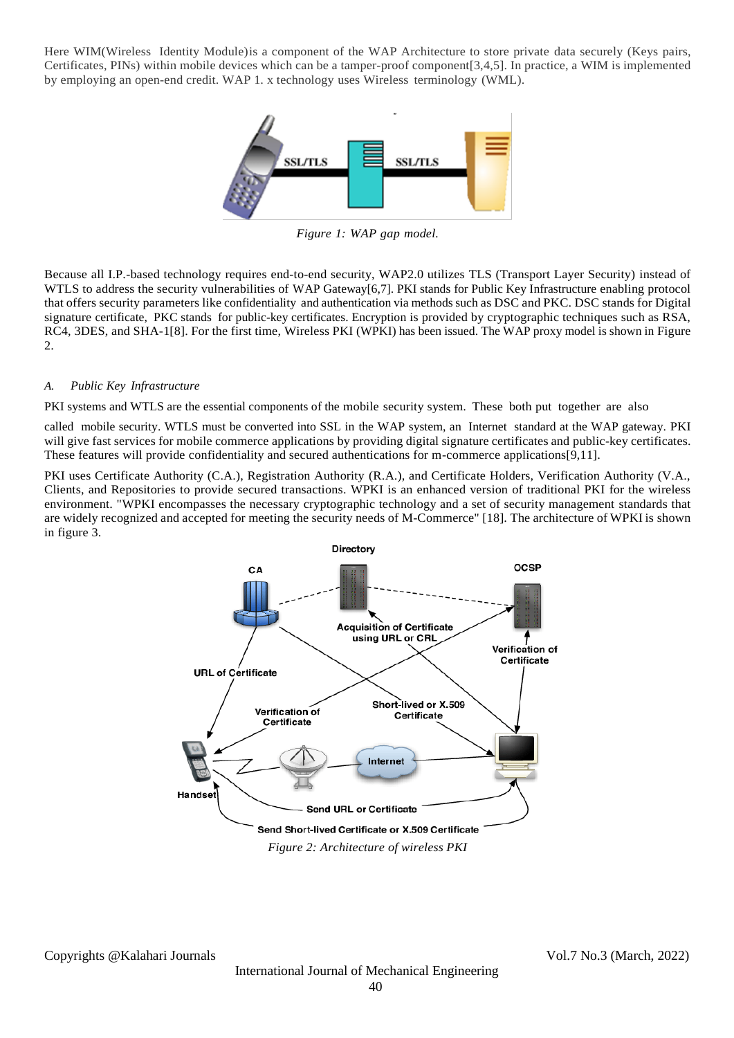Here WIM(Wireless Identity Module)is a component of the WAP Architecture to store private data securely (Keys pairs, Certificates, PINs) within mobile devices which can be a tamper-proof component[3,4,5]. In practice, a WIM is implemented by employing an open-end credit. WAP 1. x technology uses Wireless terminology (WML).

*Figure 1: WAP gap model.*

Because all I.P.-based technology requires end-to-end security, WAP2.0 utilizes TLS (Transport Layer Security) instead of WTLS to address the security vulnerabilities of WAP Gateway[6,7]. PKI stands for Public Key Infrastructure enabling protocol that offers security parameters like confidentiality and authentication via methods such as DSC and PKC. DSC stands for Digital signature certificate, PKC stands for public-key certificates. Encryption is provided by cryptographic techniques such as RSA, RC4, 3DES, and SHA-1[8]. For the first time, Wireless PKI (WPKI) has been issued. The WAP proxy model is shown in Figure 2.

### *A. Public Key Infrastructure*

PKI systems and WTLS are the essential components of the mobile security system. These both put together are also called mobile security. WTLS must be converted into SSL in the WAP system, an Internet standard at the WAP gateway. PKI will give fast services for mobile commerce applications by providing digital signature certificates and public-key certificates. These features will provide confidentiality and secured authentications for m-commerce applications[9,11].

PKI uses Certificate Authority (C.A.), Registration Authority (R.A.), and Certificate Holders, Verification Authority (V.A.), Clients, and Repositories to provide secured transactions. WPKI is an enhanced version of traditional PKI for the wireless environment. "WPKI encompasses the necessary cryptographic technology and a set of security management standards that are widely recognized and accepted for meeting the security needs of M-Commerce" [18]. The architecture of WPKI is shown in figure 3.

*Figure 2: Architecture of wireless PKI*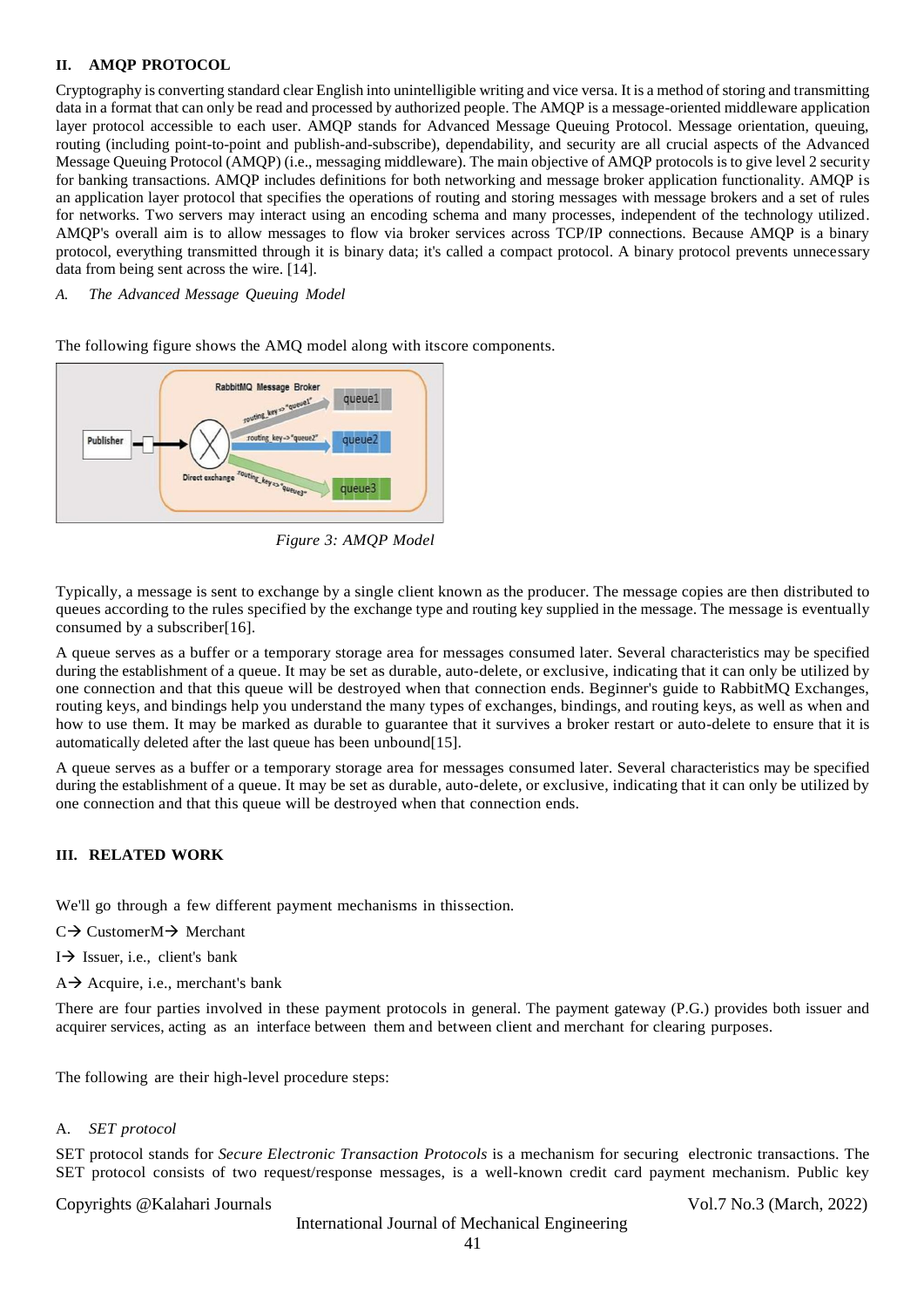## II. AMQP PROTOCOL

Cryptography is converting standard clear English into unintelligible writing and vice versa. It is a method of storing and transmitting data in a format that can only be read and processed by authorized people. The AMQP is a message-oriented middleware application layer protocol accessible to each user. AMQP stands for Advanced Message Queuing Protocol. Message orientation, queuing, routing (including point-to-point and publish-and-subscribe), dependability, and security are all crucial aspects of the Advanced Message Queuing Protocol (AMQP) (i.e., messaging middleware). The main objective of AMQP protocols is to give level 2 security for banking transactions. AMQP includes definitions for both networking and message broker application functionality. AMQP is an application layer protocol that specifies the operations of routing and storing messages with message brokers and a set of rules for networks. Two servers may interact using an encoding schema and many processes, independent of the technology utilized. AMQP's overall aim is to allow messages to flow via broker services across TCP/IP connections. Because AMQP is a binary protocol, everything transmitted through it is binary data; it's called a compact protocol. A binary protocol prevents unnecessary data from being sent across the wire. [14].

### A. *The Advanced Message Queuing Model*

The following figure shows the AMQ model along with itscore components.

*Figure 3: AMQP Model*

Typically, a message is sent to exchange by a single client known as the producer. The message copies are then distributed to queues according to the rules specified by the exchange type and routing key supplied in the message. The message is eventually consumed by a subscriber[16].

A queue serves as a buffer or a temporary storage area for messages consumed later. Several characteristics may be specified during the establishment of a queue. It may be set as durable, auto-delete, or exclusive, indicating that it can only be utilized by one connection and that this queue will be destroyed when that connection ends. Beginner's guide to RabbitMQ Exchanges, routing keys, and bindings help you understand the many types of exchanges, bindings, and routing keys, as well as when and how to use them. It may be marked as durable to guarantee that it survives a broker restart or auto-delete to ensure that it is automatically deleted after the last queue has been unbound[15].

A queue serves as a buffer or a temporary storage area for messages consumed later. Several characteristics may be specified during the establishment of a queue. It may be set as durable, auto-delete, or exclusive, indicating that it can only be utilized by one connection and that this queue will be destroyed when that connection ends.

## III. RELATED WORK

We'll go through a few different payment mechanisms in thissection.

C→ CustomerM→ Merchant

I→ Issuer, i.e., client's bank

A→ Acquire, i.e., merchant's bank

There are four parties involved in these payment protocols in general. The payment gateway (P.G.) provides both issuer and acquirer services, acting as an interface between them and between client and merchant for clearing purposes.

The following are their high-level procedure steps:

### A. *SET protocol*

SET protocol stands for *Secure Electronic Transaction Protocols* is a mechanism for securing electronic transactions. The SET protocol consists of two request/response messages, is a well-known credit card payment mechanism. Public key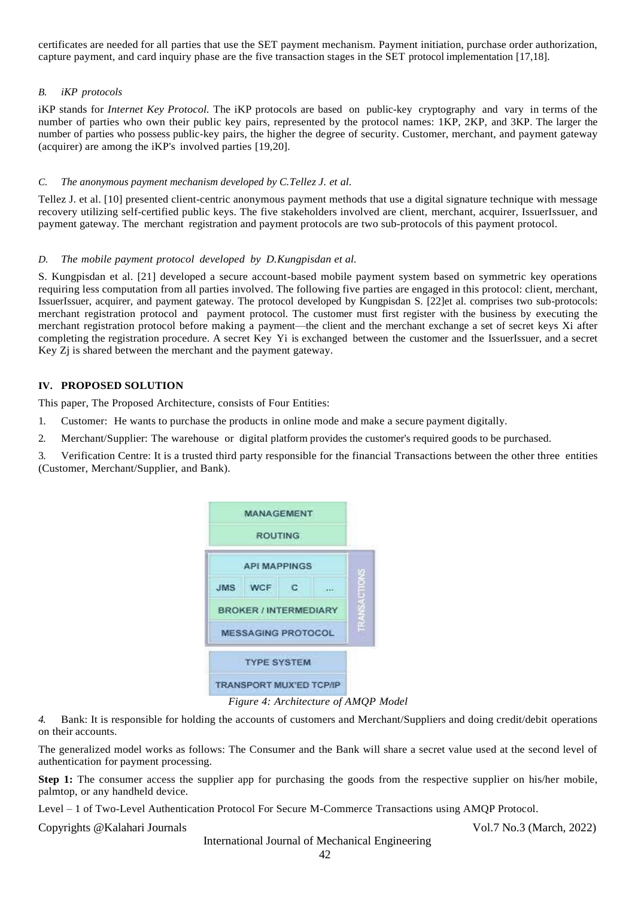certificates are needed for all parties that use the SET payment mechanism. Payment initiation, purchase order authorization, capture payment, and card inquiry phase are the five transaction stages in the SET protocol implementation [17,18].

### *B. iKP protocols*

iKP stands for *Internet Key Protocol.* The iKP protocols are based on public-key cryptography and vary in terms of the number of parties who own their public key pairs, represented by the protocol names: 1KP, 2KP, and 3KP. The larger the number of parties who possess public-key pairs, the higher the degree of security. Customer, merchant, and payment gateway (acquirer) are among the iKP's involved parties [19,20].

### *C. The anonymous payment mechanism developed by C.Tellez J. et al.*

Tellez J. et al. [10] presented client-centric anonymous payment methods that use a digital signature technique with message recovery utilizing self-certified public keys. The five stakeholders involved are client, merchant, acquirer, IssuerIssuer, and payment gateway. The merchant registration and payment protocols are two sub-protocols of this payment protocol.

### *D. The mobile payment protocol developed by D.Kungpisdan et al.*

S. Kungpisdan et al. [21] developed a secure account-based mobile payment system based on symmetric key operations requiring less computation from all parties involved. The following five parties are engaged in this protocol: client, merchant, IssuerIssuer, acquirer, and payment gateway. The protocol developed by Kungpisdan S. [22]et al. comprises two sub-protocols: merchant registration protocol and payment protocol. The customer must first register with the business by executing the merchant registration protocol before making a payment—the client and the merchant exchange a set of secret keys Xi after completing the registration procedure. A secret Key Yi is exchanged between the customer and the IssuerIssuer, and a secret Key Zj is shared between the merchant and the payment gateway.

## IV. PROPOSED SOLUTION

This paper, The Proposed Architecture, consists of Four Entities:

1. Customer: He wants to purchase the products in online mode and make a secure payment digitally.
2. Merchant/Supplier: The warehouse or digital platform provides the customer's required goods to be purchased.
3. Verification Centre: It is a trusted third party responsible for the financial Transactions between the other three entities (Customer, Merchant/Supplier, and Bank).

MANAGEMENT

ROUTING

API MAPPINGS

JMS | WCF | C | ...

BROKER / INTERMEDIARY

MESSAGING PROTOCOL

TRANSACTIONS

TYPE SYSTEM

TRANSPORT MUX'ED TCP/IP

*Figure 4: Architecture of AMQP Model*

4. Bank: It is responsible for holding the accounts of customers and Merchant/Suppliers and doing credit/debit operations on their accounts.

The generalized model works as follows: The Consumer and the Bank will share a secret value used at the second level of authentication for payment processing.

**Step 1:** The consumer access the supplier app for purchasing the goods from the respective supplier on his/her mobile, palmtop, or any handheld device.

Level – 1 of Two-Level Authentication Protocol For Secure M-Commerce Transactions using AMQP Protocol.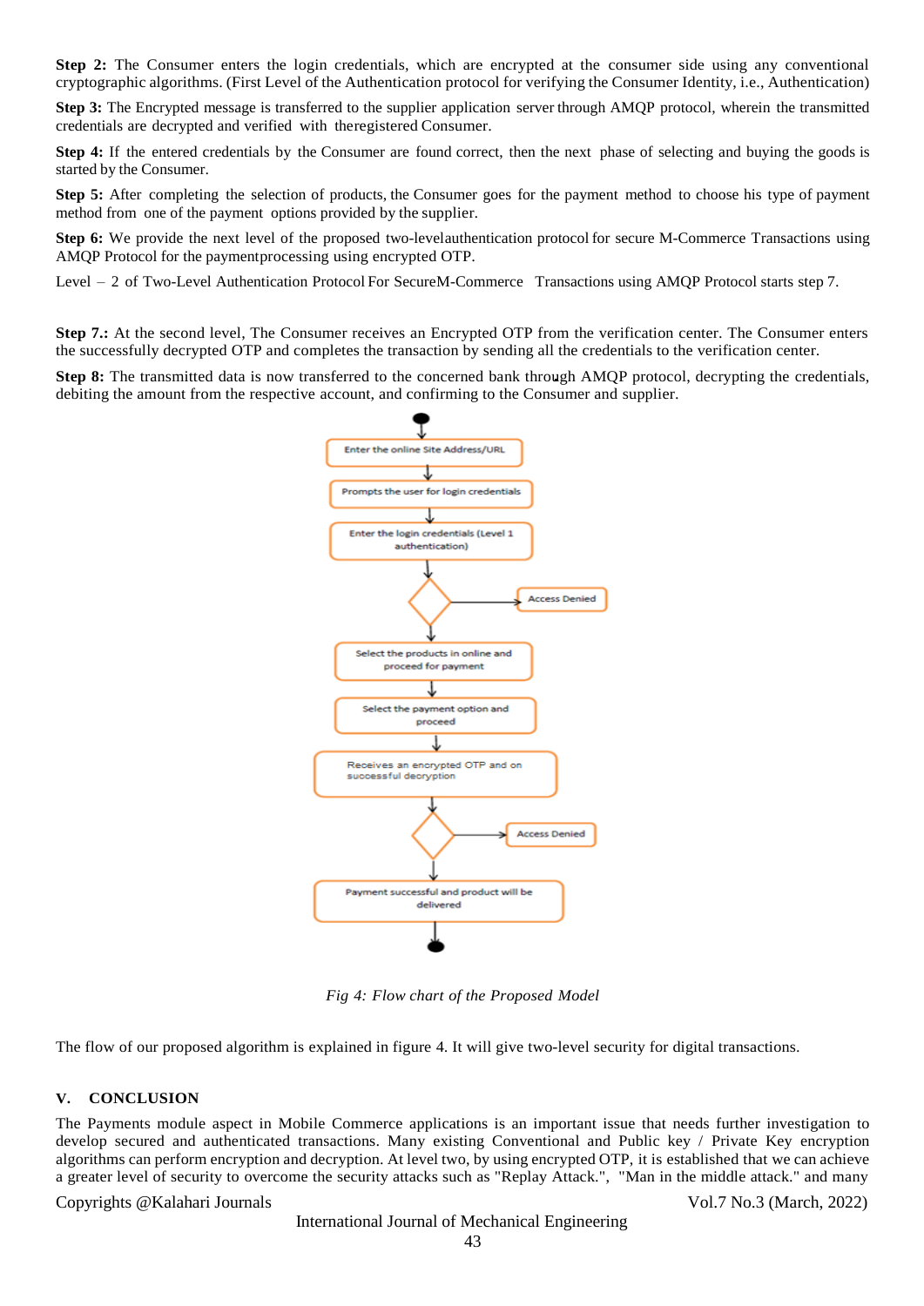**Step 2:** The Consumer enters the login credentials, which are encrypted at the consumer side using any conventional cryptographic algorithms. (First Level of the Authentication protocol for verifying the Consumer Identity, i.e., Authentication)

**Step 3:** The Encrypted message is transferred to the supplier application server through AMQP protocol, wherein the transmitted credentials are decrypted and verified with theregistered Consumer.

**Step 4:** If the entered credentials by the Consumer are found correct, then the next phase of selecting and buying the goods is started by the Consumer.

**Step 5:** After completing the selection of products, the Consumer goes for the payment method to choose his type of payment method from one of the payment options provided by the supplier.

**Step 6:** We provide the next level of the proposed two-levelauthentication protocol for secure M-Commerce Transactions using AMQP Protocol for the paymentprocessing using encrypted OTP.

Level – 2 of Two-Level Authentication Protocol For SecureM-Commerce Transactions using AMQP Protocol starts step 7.

**Step 7.:** At the second level, The Consumer receives an Encrypted OTP from the verification center. The Consumer enters the successfully decrypted OTP and completes the transaction by sending all the credentials to the verification center.

**Step 8:** The transmitted data is now transferred to the concerned bank through AMQP protocol, decrypting the credentials, debiting the amount from the respective account, and confirming to the Consumer and supplier.

Enter the online Site Address/URL

Prompts the user for login credentials

Enter the login credentials (Level 1 authentication)

Access Denied

Select the products in online and proceed for payment

Select the payment option and proceed

Receives an encrypted OTP and on successful decryption

Access Denied

Payment successful and product will be delivered

*Fig 4: Flow chart of the Proposed Model*

The flow of our proposed algorithm is explained in figure 4. It will give two-level security for digital transactions.

## V. CONCLUSION

The Payments module aspect in Mobile Commerce applications is an important issue that needs further investigation to develop secured and authenticated transactions. Many existing Conventional and Public key / Private Key encryption algorithms can perform encryption and decryption. At level two, by using encrypted OTP, it is established that we can achieve a greater level of security to overcome the security attacks such as "Replay Attack.", "Man in the middle attack." and many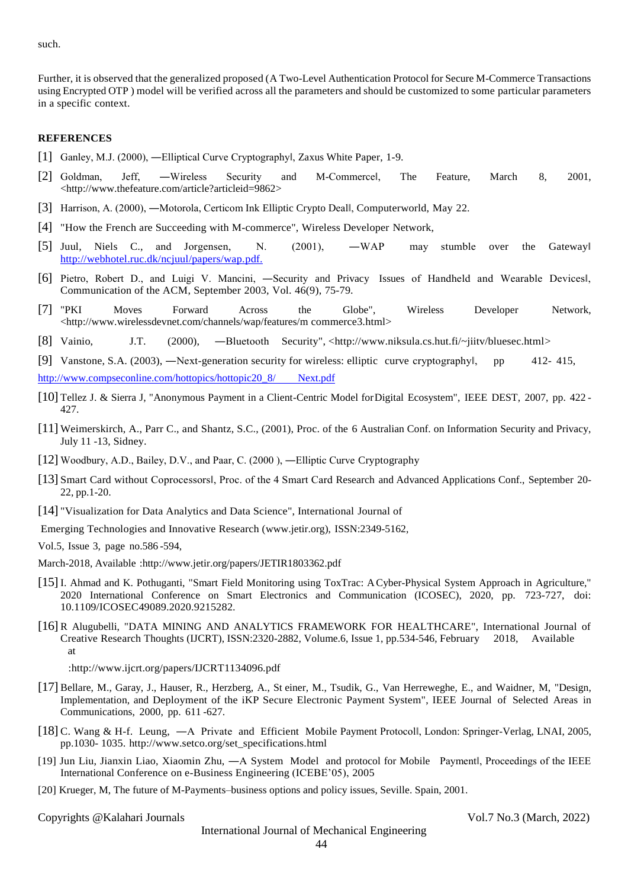such.

Further, it is observed that the generalized proposed (A Two-Level Authentication Protocol for Secure M-Commerce Transactions using Encrypted OTP ) model will be verified across all the parameters and should be customized to some particular parameters in a specific context.

**REFERENCES**

[1] Ganley, M.J. (2000), ―Elliptical Curve Cryptography‖, Zaxus White Paper, 1-9.

[2] Goldman, Jeff, ―Wireless Security and M-Commerce‖, The Feature, March 8, 2001, <http://www.thefeature.com/article?articleid=9862>

[3] Harrison, A. (2000), ―Motorola, Certicom Ink Elliptic Crypto Deal‖, Computerworld, May 22.

[4] "How the French are Succeeding with M-commerce", Wireless Developer Network,

[5] Juul, Niels C., and Jorgensen, N. (2001), ―WAP may stumble over the Gateway‖ http://webhotel.ruc.dk/ncjuul/papers/wap.pdf.

[6] Pietro, Robert D., and Luigi V. Mancini, ―Security and Privacy Issues of Handheld and Wearable Devices‖, Communication of the ACM, September 2003, Vol. 46(9), 75-79.

[7] "PKI Moves Forward Across the Globe", Wireless Developer Network, <http://www.wirelessdevnet.com/channels/wap/features/m commerce3.html>

[8] Vainio, J.T. (2000), ―Bluetooth Security", <http://www.niksula.cs.hut.fi/~jiitv/bluesec.html>

[9] Vanstone, S.A. (2003), ―Next-generation security for wireless: elliptic curve cryptography‖, pp 412- 415, http://www.compseconline.com/hottopics/hottopic20_8/ Next.pdf

[10] Tellez J. & Sierra J, "Anonymous Payment in a Client-Centric Model forDigital Ecosystem", IEEE DEST, 2007, pp. 422 - 427.

[11] Weimerskirch, A., Parr C., and Shantz, S.C., (2001), Proc. of the 6 Australian Conf. on Information Security and Privacy, July 11 -13, Sidney.

[12] Woodbury, A.D., Bailey, D.V., and Paar, C. (2000 ), ―Elliptic Curve Cryptography

[13] Smart Card without Coprocessors‖, Proc. of the 4 Smart Card Research and Advanced Applications Conf., September 20-22, pp.1-20.

[14] "Visualization for Data Analytics and Data Science", International Journal of Emerging Technologies and Innovative Research (www.jetir.org), ISSN:2349-5162, Vol.5, Issue 3, page no.586 -594, March-2018, Available :http://www.jetir.org/papers/JETIR1803362.pdf

[15] I. Ahmad and K. Pothuganti, "Smart Field Monitoring using ToxTrac: A Cyber-Physical System Approach in Agriculture," 2020 International Conference on Smart Electronics and Communication (ICOSEC), 2020, pp. 723-727, doi: 10.1109/ICOSEC49089.2020.9215282.

[16] R Alugubelli, "DATA MINING AND ANALYTICS FRAMEWORK FOR HEALTHCARE", International Journal of Creative Research Thoughts (IJCRT), ISSN:2320-2882, Volume.6, Issue 1, pp.534-546, February 2018, Available at :http://www.ijcrt.org/papers/IJCRT1134096.pdf

[17] Bellare, M., Garay, J., Hauser, R., Herzberg, A., St einer, M., Tsudik, G., Van Herreweghe, E., and Waidner, M, "Design, Implementation, and Deployment of the iKP Secure Electronic Payment System", IEEE Journal of Selected Areas in Communications, 2000, pp. 611 -627.

[18] C. Wang & H-f. Leung, ―A Private and Efficient Mobile Payment Protocol‖, London: Springer-Verlag, LNAI, 2005, pp.1030- 1035. http://www.setco.org/set_specifications.html

[19] Jun Liu, Jianxin Liao, Xiaomin Zhu, ―A System Model and protocol for Mobile Payment‖, Proceedings of the IEEE International Conference on e-Business Engineering (ICEBE'05), 2005

[20] Krueger, M, The future of M-Payments–business options and policy issues, Seville. Spain, 2001.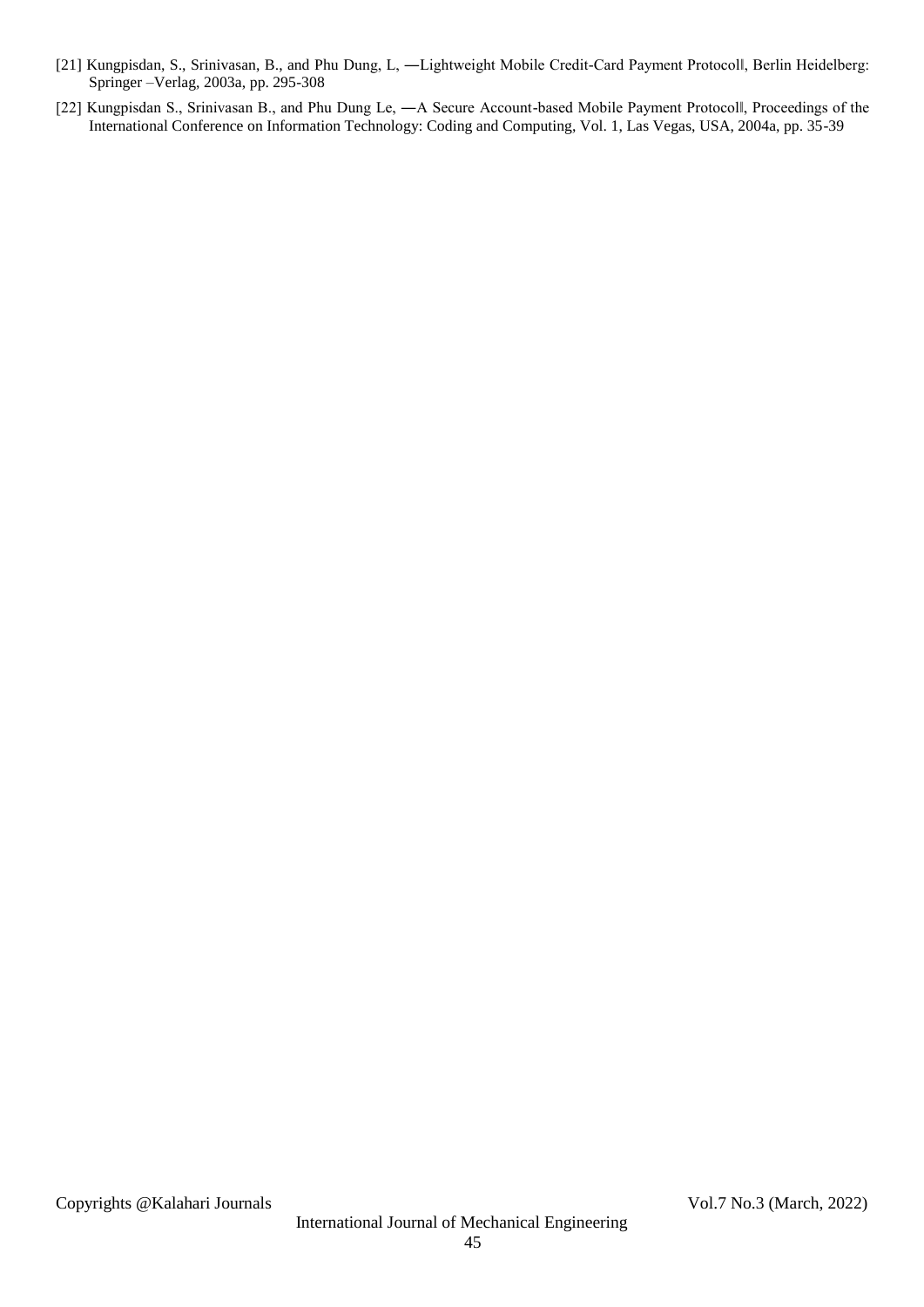[21] Kungpisdan, S., Srinivasan, B., and Phu Dung, L, ―Lightweight Mobile Credit-Card Payment Protocol‖, Berlin Heidelberg: Springer –Verlag, 2003a, pp. 295-308

[22] Kungpisdan S., Srinivasan B., and Phu Dung Le, ―A Secure Account-based Mobile Payment Protocol‖, Proceedings of the International Conference on Information Technology: Coding and Computing, Vol. 1, Las Vegas, USA, 2004a, pp. 35-39